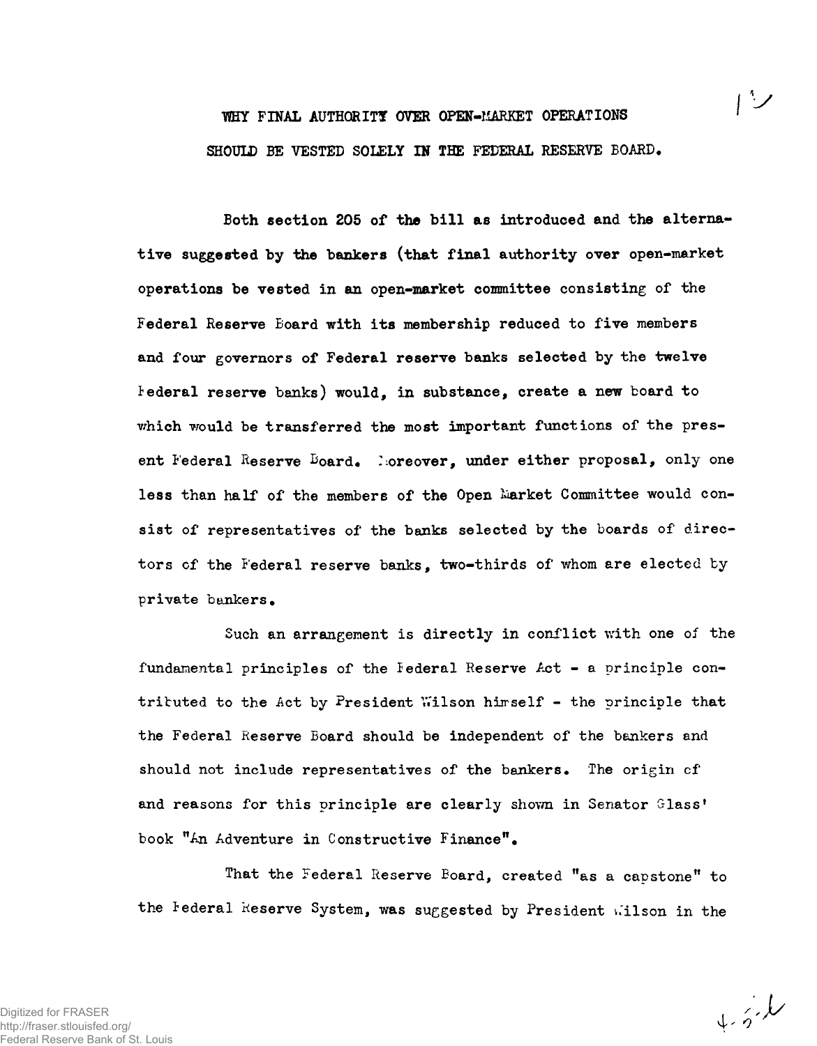# WHY FINAL AUTHORITY OVER OPEN-MARKET OPERATIONS SHOULD BE VESTED SOLELY IN THE FEDERAL RESERVE BOARD.

Both section 205 of the bill as introduced and the alternative suggested by the bankers (that final authority over open-market operations be vested in an open-market committee consisting of the Federal Reserve Board with its membership reduced to five members and four governors of Federal reserve banks selected by the twelve Federal reserve banks) would, in substance, create a new board to which would be transferred the most important functions of the present Federal Reserve Board. Moreover, under either proposal, only one less than half of the members of the Open Market Committee would consist of representatives of the banks selected by the boards of directors of the Federal reserve banks, two-thirds of whom are elected by private bankers.

Such an arrangement is directly in conflict with one of the fundamental principles of the Federal Reserve Act - a principle contributed to the Act by President Wilson himself - the principle that the Federal Reserve Board should be independent of the bankers and should not include representatives of the bankers. The origin of and reasons for this principle are clearly shown in Senator Glass' book "An Adventure in Constructive Finance".

That the Federal Reserve Board, created "as a capstone" to the Federal Reserve System, was suggested by President Wilson in the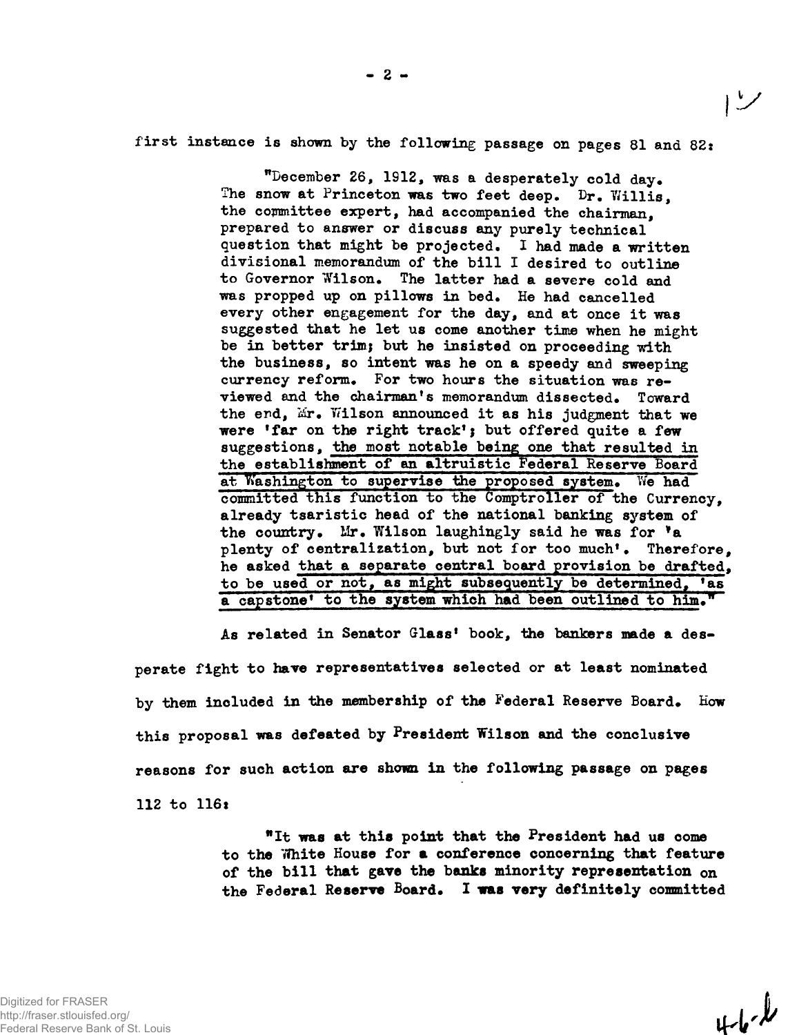first instance is shown by the following passage on pages 81 and 82:

> "December 26, 1912, was a desperately cold day. The snow at Princeton was two feet deep. Dr. Willis, the committee expert, had accompanied the chairman, prepared to answer or discuss any purely technical question that might be projected. I had made a written divisional memorandum of the bill I desired to outline to Governor Wilson. The latter had a severe cold and was propped up on pillows in bed. He had cancelled every other engagement for the day, and at once it was suggested that he let us come another time when he might be in better trim; but he insisted on proceeding with the business, so intent was he on a speedy and sweeping currency reform. For two hours the situation was reviewed and the chairman's memorandum dissected. Toward the end, Mr. Wilson announced it as his judgment that we were 'far on the right track'; but offered quite a few suggestions, the most notable being one that resulted in the establishment of an altruistic Federal Reserve Board at Washington to supervise the proposed system. We had committed this function to the Comptroller of the Currency, already tsaristic head of the national banking system of the country. Mr. Wilson laughingly said he was for 'a plenty of centralization, but not for too much'. Therefore, he asked that a separate central board provision be drafted, to be used or not, as might subsequently be determined, 'as a capstone' to the system which had been outlined to him."

As related in Senator Glass' book, the bankers made a desperate fight to have representatives selected or at least nominated by them included in the membership of the Federal Reserve Board. How this proposal was defeated by President Wilson and the conclusive reasons for such action are shown in the following passage on pages 112 to 116:

> "It was at this point that the President had us come to the White House for a conference concerning that feature of the bill that gave the banks minority representation on the Federal Reserve Board. I was very definitely committed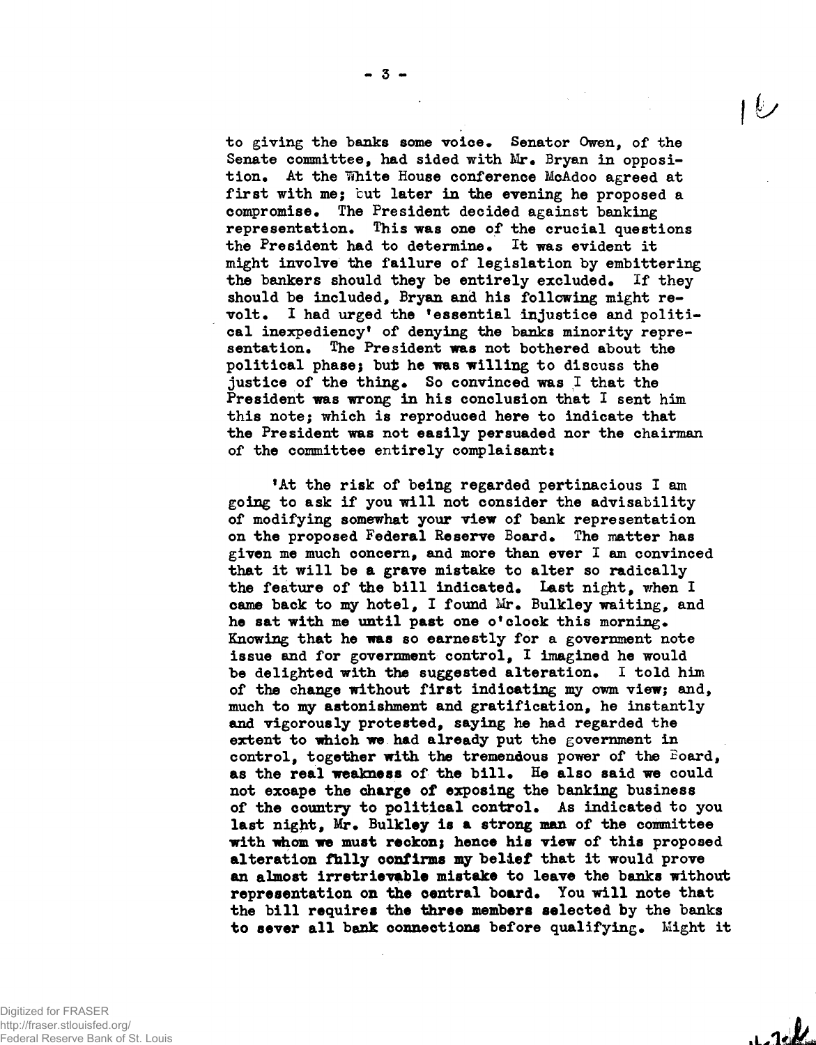to giving the banks some voice. Senator Owen, of the Senate committee, had sided with Mr. Bryan in opposition. At the White House conference McAdoo agreed at first with me; but later in the evening he proposed a compromise. The President decided against banking representation. This was one of the crucial questions the President had to determine. It was evident it might involve the failure of legislation by embittering the bankers should they be entirely excluded. If they should be included, Bryan and his following might revolt. I had urged the 'essential injustice and political inexpediency' of denying the banks minority representation. The President was not bothered about the political phase; but he was willing to discuss the justice of the thing. So convinced was I that the President was wrong in his conclusion that I sent him this note; which is reproduced here to indicate that the President was not easily persuaded nor the chairman of the committee entirely complaisant:

'At the risk of being regarded pertinacious I am going to ask if you will not consider the advisability of modifying somewhat your view of bank representation on the proposed Federal Reserve Board. The matter has given me much concern, and more than ever I am convinced that it will be a grave mistake to alter so radically the feature of the bill indicated. Last night, when I came back to my hotel, I found Mr. Bulkley waiting, and he sat with me until past one o'clock this morning. Knowing that he was so earnestly for a government note issue and for government control, I imagined he would be delighted with the suggested alteration. I told him of the change without first indicating my own view; and, much to my astonishment and gratification, he instantly and vigorously protested, saying he had regarded the extent to which we had already put the government in control, together with the tremendous power of the Board, as the real weakness of the bill. He also said we could not escape the charge of exposing the banking business of the country to political control. As indicated to you last night, Mr. Bulkley is a strong man of the committee with whom we must reckon; hence his view of this proposed alteration fully confirms my belief that it would prove an almost irretrievable mistake to leave the banks without representation on the central board. You will note that the bill requires the three members selected by the banks to sever all bank connections before qualifying. Might it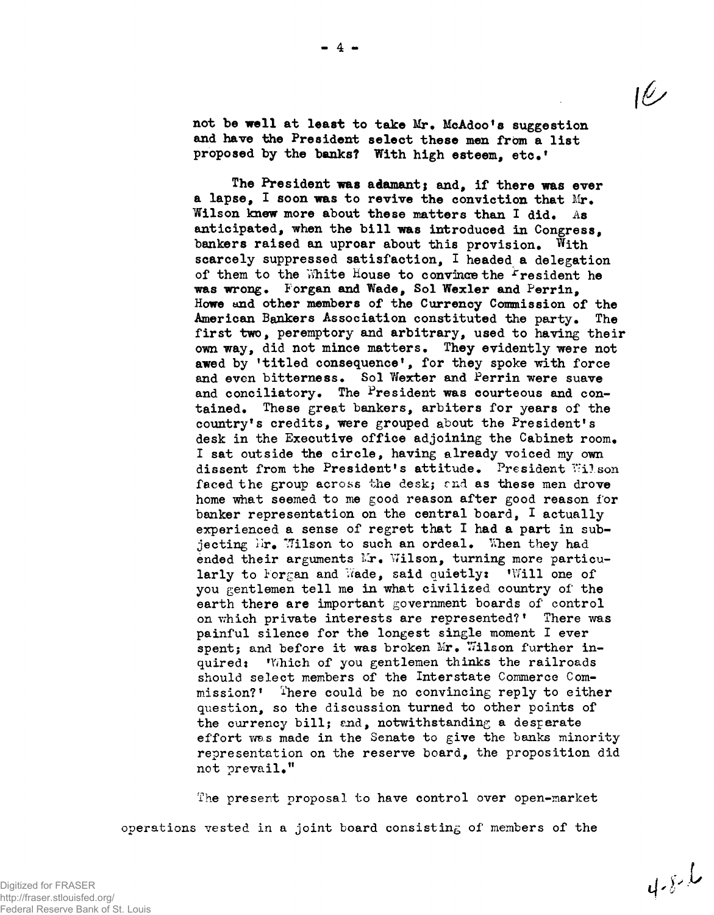not be well at least to take Mr. McAdoo's suggestion and have the President select these men from a list proposed by the banks? With high esteem, etc.'

The President was adamant; and, if there was ever a lapse, I soon was to revive the conviction that Mr. Wilson knew more about these matters than I did. As anticipated, when the bill was introduced in Congress, bankers raised an uproar about this provision. With scarcely suppressed satisfaction, I headed a delegation of them to the White House to convince the President he was wrong. Forgan and Wade, Sol Wexler and Perrin, Howe and other members of the Currency Commission of the American Bankers Association constituted the party. The first two, peremptory and arbitrary, used to having their own way, did not mince matters. They evidently were not awed by 'titled consequence', for they spoke with force and even bitterness. Sol Wexter and Perrin were suave and conciliatory. The President was courteous and contained. These great bankers, arbiters for years of the country's credits, were grouped about the President's desk in the Executive office adjoining the Cabinet room. I sat outside the circle, having already voiced my own dissent from the President's attitude. President Wilson faced the group across the desk; and as these men drove home what seemed to me good reason after good reason for banker representation on the central board, I actually experienced a sense of regret that I had a part in subjecting Mr. Wilson to such an ordeal. When they had ended their arguments Mr. Wilson, turning more particularly to Forgan and Wade, said quietly: 'Will one of you gentlemen tell me in what civilized country of the earth there are important government boards of control on which private interests are represented?' There was painful silence for the longest single moment I ever spent; and before it was broken Mr. Wilson further inquired: 'Which of you gentlemen thinks the railroads should select members of the Interstate Commerce Commission?' There could be no convincing reply to either question, so the discussion turned to other points of the currency bill; and, notwithstanding a desperate effort was made in the Senate to give the banks minority representation on the reserve board, the proposition did not prevail."

The present proposal to have control over open-market operations vested in a joint board consisting of members of the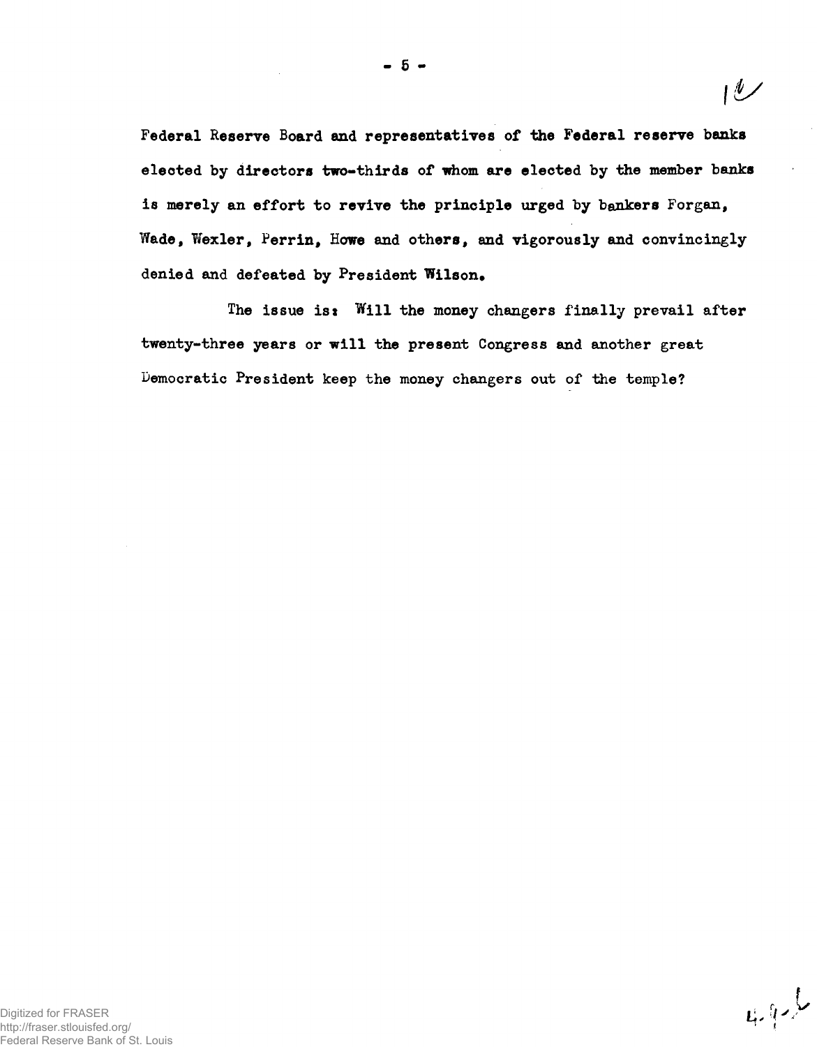Federal Reserve Board and representatives of the Federal reserve banks elected by directors two-thirds of whom are elected by the member banks is merely an effort to revive the principle urged by bankers Forgan, Wade, Wexler, Perrin, Howe and others, and vigorously and convincingly denied and defeated by President Wilson.

The issue is: Will the money changers finally prevail after twenty-three years or will the present Congress and another great Democratic President keep the money changers out of the temple?